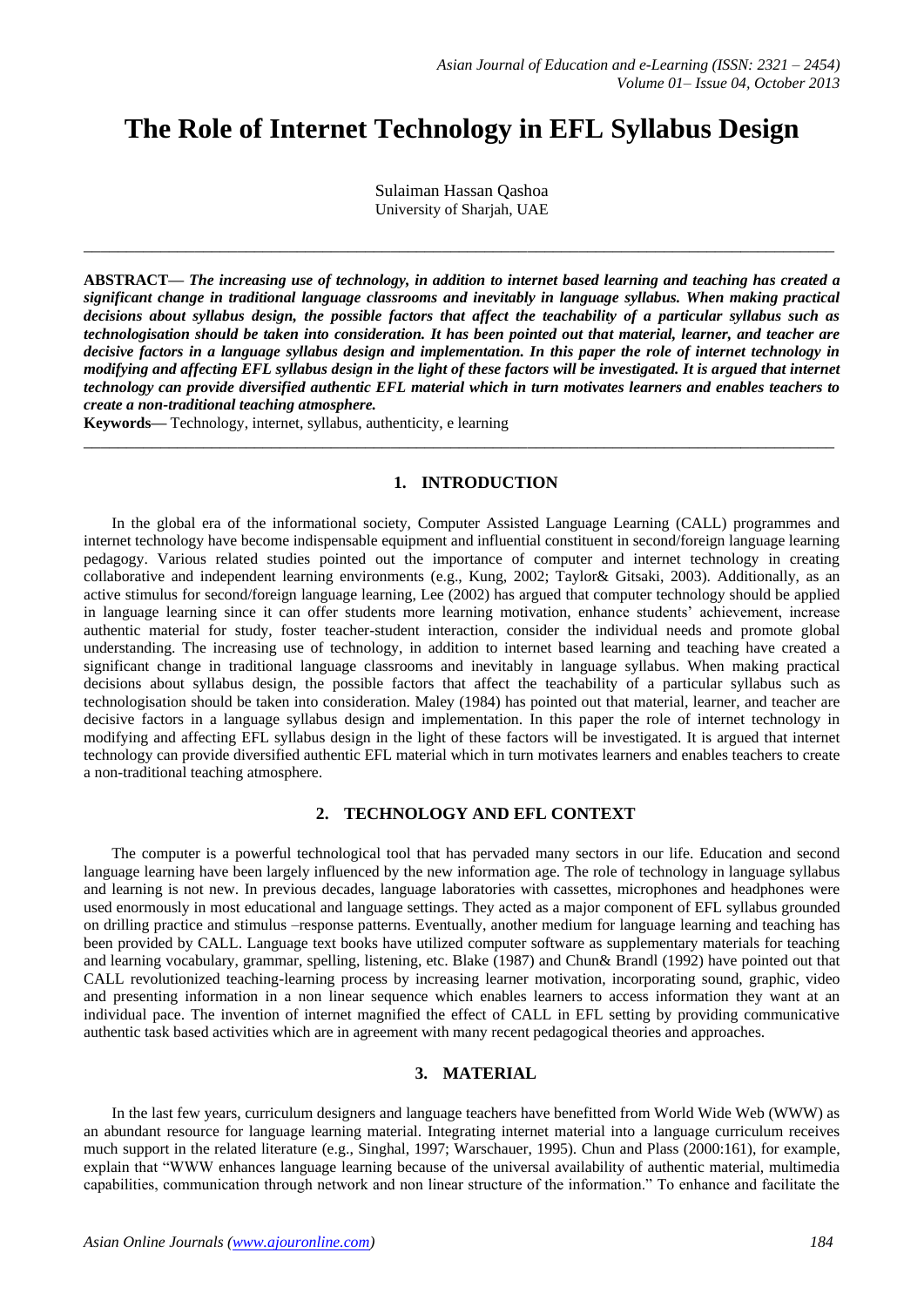# The Role of Internet Technology in EFL Syllabus Design

Sulaiman Hassan Qashoa
University of Sharjah, UAE

---

**ABSTRACT—** ***The increasing use of technology, in addition to internet based learning and teaching has created a significant change in traditional language classrooms and inevitably in language syllabus. When making practical decisions about syllabus design, the possible factors that affect the teachability of a particular syllabus such as technologisation should be taken into consideration. It has been pointed out that material, learner, and teacher are decisive factors in a language syllabus design and implementation. In this paper the role of internet technology in modifying and affecting EFL syllabus design in the light of these factors will be investigated. It is argued that internet technology can provide diversified authentic EFL material which in turn motivates learners and enables teachers to create a non-traditional teaching atmosphere.***

**Keywords—** Technology, internet, syllabus, authenticity, e learning

---

## 1. INTRODUCTION

In the global era of the informational society, Computer Assisted Language Learning (CALL) programmes and internet technology have become indispensable equipment and influential constituent in second/foreign language learning pedagogy. Various related studies pointed out the importance of computer and internet technology in creating collaborative and independent learning environments (e.g., Kung, 2002; Taylor& Gitsaki, 2003). Additionally, as an active stimulus for second/foreign language learning, Lee (2002) has argued that computer technology should be applied in language learning since it can offer students more learning motivation, enhance students' achievement, increase authentic material for study, foster teacher-student interaction, consider the individual needs and promote global understanding. The increasing use of technology, in addition to internet based learning and teaching have created a significant change in traditional language classrooms and inevitably in language syllabus. When making practical decisions about syllabus design, the possible factors that affect the teachability of a particular syllabus such as technologisation should be taken into consideration. Maley (1984) has pointed out that material, learner, and teacher are decisive factors in a language syllabus design and implementation. In this paper the role of internet technology in modifying and affecting EFL syllabus design in the light of these factors will be investigated. It is argued that internet technology can provide diversified authentic EFL material which in turn motivates learners and enables teachers to create a non-traditional teaching atmosphere.

## 2. TECHNOLOGY AND EFL CONTEXT

The computer is a powerful technological tool that has pervaded many sectors in our life. Education and second language learning have been largely influenced by the new information age. The role of technology in language syllabus and learning is not new. In previous decades, language laboratories with cassettes, microphones and headphones were used enormously in most educational and language settings. They acted as a major component of EFL syllabus grounded on drilling practice and stimulus –response patterns. Eventually, another medium for language learning and teaching has been provided by CALL. Language text books have utilized computer software as supplementary materials for teaching and learning vocabulary, grammar, spelling, listening, etc. Blake (1987) and Chun& Brandl (1992) have pointed out that CALL revolutionized teaching-learning process by increasing learner motivation, incorporating sound, graphic, video and presenting information in a non linear sequence which enables learners to access information they want at an individual pace. The invention of internet magnified the effect of CALL in EFL setting by providing communicative authentic task based activities which are in agreement with many recent pedagogical theories and approaches.

## 3. MATERIAL

In the last few years, curriculum designers and language teachers have benefitted from World Wide Web (WWW) as an abundant resource for language learning material. Integrating internet material into a language curriculum receives much support in the related literature (e.g., Singhal, 1997; Warschauer, 1995). Chun and Plass (2000:161), for example, explain that "WWW enhances language learning because of the universal availability of authentic material, multimedia capabilities, communication through network and non linear structure of the information." To enhance and facilitate the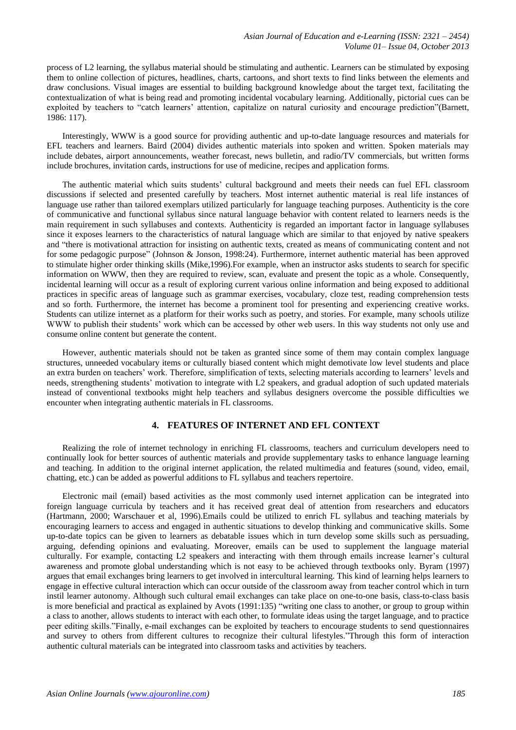process of L2 learning, the syllabus material should be stimulating and authentic. Learners can be stimulated by exposing them to online collection of pictures, headlines, charts, cartoons, and short texts to find links between the elements and draw conclusions. Visual images are essential to building background knowledge about the target text, facilitating the contextualization of what is being read and promoting incidental vocabulary learning. Additionally, pictorial cues can be exploited by teachers to "catch learners' attention, capitalize on natural curiosity and encourage prediction"(Barnett, 1986: 117).

Interestingly, WWW is a good source for providing authentic and up-to-date language resources and materials for EFL teachers and learners. Baird (2004) divides authentic materials into spoken and written. Spoken materials may include debates, airport announcements, weather forecast, news bulletin, and radio/TV commercials, but written forms include brochures, invitation cards, instructions for use of medicine, recipes and application forms.

The authentic material which suits students' cultural background and meets their needs can fuel EFL classroom discussions if selected and presented carefully by teachers. Most internet authentic material is real life instances of language use rather than tailored exemplars utilized particularly for language teaching purposes. Authenticity is the core of communicative and functional syllabus since natural language behavior with content related to learners needs is the main requirement in such syllabuses and contexts. Authenticity is regarded an important factor in language syllabuses since it exposes learners to the characteristics of natural language which are similar to that enjoyed by native speakers and "there is motivational attraction for insisting on authentic texts, created as means of communicating content and not for some pedagogic purpose" (Johnson & Jonson, 1998:24). Furthermore, internet authentic material has been approved to stimulate higher order thinking skills (Mike,1996).For example, when an instructor asks students to search for specific information on WWW, then they are required to review, scan, evaluate and present the topic as a whole. Consequently, incidental learning will occur as a result of exploring current various online information and being exposed to additional practices in specific areas of language such as grammar exercises, vocabulary, cloze test, reading comprehension tests and so forth. Furthermore, the internet has become a prominent tool for presenting and experiencing creative works. Students can utilize internet as a platform for their works such as poetry, and stories. For example, many schools utilize WWW to publish their students' work which can be accessed by other web users. In this way students not only use and consume online content but generate the content.

However, authentic materials should not be taken as granted since some of them may contain complex language structures, unneeded vocabulary items or culturally biased content which might demotivate low level students and place an extra burden on teachers' work. Therefore, simplification of texts, selecting materials according to learners' levels and needs, strengthening students' motivation to integrate with L2 speakers, and gradual adoption of such updated materials instead of conventional textbooks might help teachers and syllabus designers overcome the possible difficulties we encounter when integrating authentic materials in FL classrooms.

## 4. FEATURES OF INTERNET AND EFL CONTEXT

Realizing the role of internet technology in enriching FL classrooms, teachers and curriculum developers need to continually look for better sources of authentic materials and provide supplementary tasks to enhance language learning and teaching. In addition to the original internet application, the related multimedia and features (sound, video, email, chatting, etc.) can be added as powerful additions to FL syllabus and teachers repertoire.

Electronic mail (email) based activities as the most commonly used internet application can be integrated into foreign language curricula by teachers and it has received great deal of attention from researchers and educators (Hartmann, 2000; Warschauer et al, 1996).Emails could be utilized to enrich FL syllabus and teaching materials by encouraging learners to access and engaged in authentic situations to develop thinking and communicative skills. Some up-to-date topics can be given to learners as debatable issues which in turn develop some skills such as persuading, arguing, defending opinions and evaluating. Moreover, emails can be used to supplement the language material culturally. For example, contacting L2 speakers and interacting with them through emails increase learner's cultural awareness and promote global understanding which is not easy to be achieved through textbooks only. Byram (1997) argues that email exchanges bring learners to get involved in intercultural learning. This kind of learning helps learners to engage in effective cultural interaction which can occur outside of the classroom away from teacher control which in turn instil learner autonomy. Although such cultural email exchanges can take place on one-to-one basis, class-to-class basis is more beneficial and practical as explained by Avots (1991:135) "writing one class to another, or group to group within a class to another, allows students to interact with each other, to formulate ideas using the target language, and to practice peer editing skills."Finally, e-mail exchanges can be exploited by teachers to encourage students to send questionnaires and survey to others from different cultures to recognize their cultural lifestyles."Through this form of interaction authentic cultural materials can be integrated into classroom tasks and activities by teachers.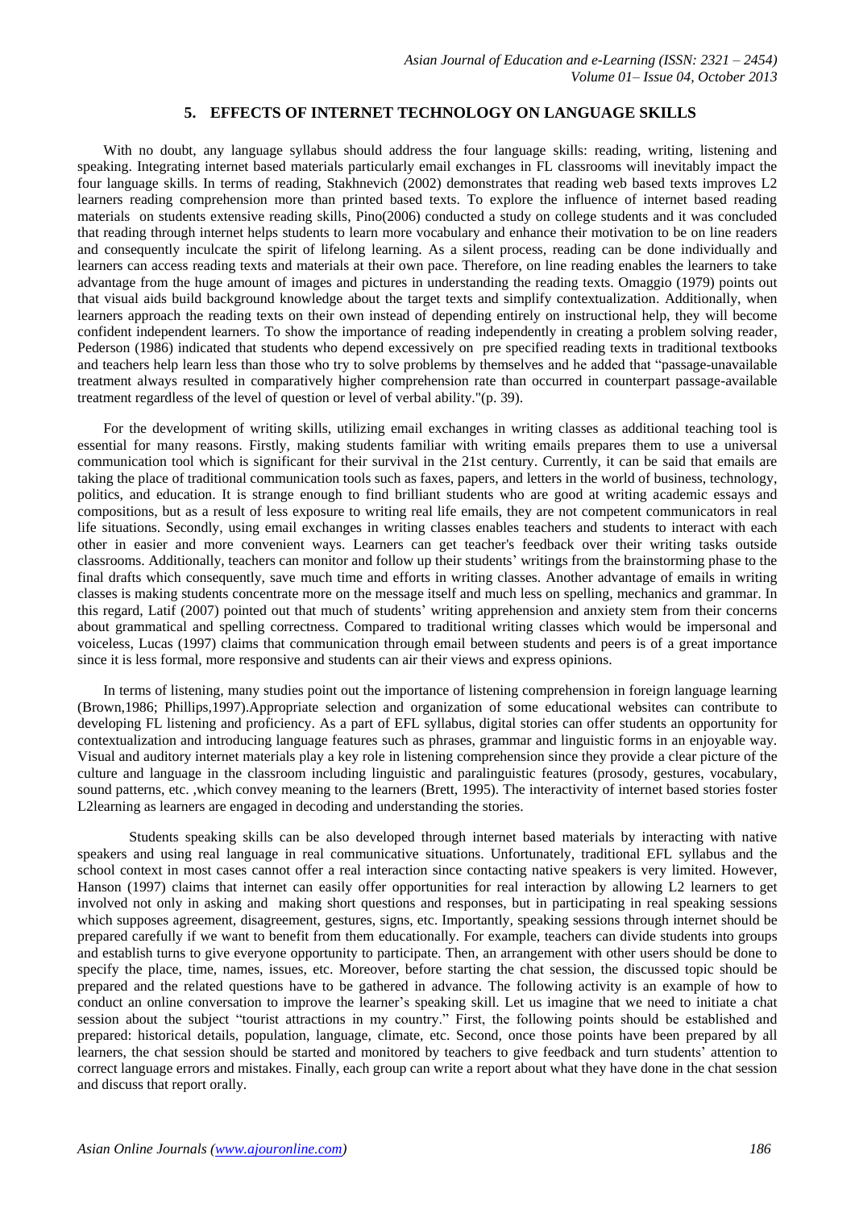## 5. EFFECTS OF INTERNET TECHNOLOGY ON LANGUAGE SKILLS

With no doubt, any language syllabus should address the four language skills: reading, writing, listening and speaking. Integrating internet based materials particularly email exchanges in FL classrooms will inevitably impact the four language skills. In terms of reading, Stakhnevich (2002) demonstrates that reading web based texts improves L2 learners reading comprehension more than printed based texts. To explore the influence of internet based reading materials on students extensive reading skills, Pino(2006) conducted a study on college students and it was concluded that reading through internet helps students to learn more vocabulary and enhance their motivation to be on line readers and consequently inculcate the spirit of lifelong learning. As a silent process, reading can be done individually and learners can access reading texts and materials at their own pace. Therefore, on line reading enables the learners to take advantage from the huge amount of images and pictures in understanding the reading texts. Omaggio (1979) points out that visual aids build background knowledge about the target texts and simplify contextualization. Additionally, when learners approach the reading texts on their own instead of depending entirely on instructional help, they will become confident independent learners. To show the importance of reading independently in creating a problem solving reader, Pederson (1986) indicated that students who depend excessively on pre specified reading texts in traditional textbooks and teachers help learn less than those who try to solve problems by themselves and he added that "passage-unavailable treatment always resulted in comparatively higher comprehension rate than occurred in counterpart passage-available treatment regardless of the level of question or level of verbal ability."(p. 39).

For the development of writing skills, utilizing email exchanges in writing classes as additional teaching tool is essential for many reasons. Firstly, making students familiar with writing emails prepares them to use a universal communication tool which is significant for their survival in the 21st century. Currently, it can be said that emails are taking the place of traditional communication tools such as faxes, papers, and letters in the world of business, technology, politics, and education. It is strange enough to find brilliant students who are good at writing academic essays and compositions, but as a result of less exposure to writing real life emails, they are not competent communicators in real life situations. Secondly, using email exchanges in writing classes enables teachers and students to interact with each other in easier and more convenient ways. Learners can get teacher's feedback over their writing tasks outside classrooms. Additionally, teachers can monitor and follow up their students' writings from the brainstorming phase to the final drafts which consequently, save much time and efforts in writing classes. Another advantage of emails in writing classes is making students concentrate more on the message itself and much less on spelling, mechanics and grammar. In this regard, Latif (2007) pointed out that much of students' writing apprehension and anxiety stem from their concerns about grammatical and spelling correctness. Compared to traditional writing classes which would be impersonal and voiceless, Lucas (1997) claims that communication through email between students and peers is of a great importance since it is less formal, more responsive and students can air their views and express opinions.

In terms of listening, many studies point out the importance of listening comprehension in foreign language learning (Brown,1986; Phillips,1997).Appropriate selection and organization of some educational websites can contribute to developing FL listening and proficiency. As a part of EFL syllabus, digital stories can offer students an opportunity for contextualization and introducing language features such as phrases, grammar and linguistic forms in an enjoyable way. Visual and auditory internet materials play a key role in listening comprehension since they provide a clear picture of the culture and language in the classroom including linguistic and paralinguistic features (prosody, gestures, vocabulary, sound patterns, etc. ,which convey meaning to the learners (Brett, 1995). The interactivity of internet based stories foster L2learning as learners are engaged in decoding and understanding the stories.

Students speaking skills can be also developed through internet based materials by interacting with native speakers and using real language in real communicative situations. Unfortunately, traditional EFL syllabus and the school context in most cases cannot offer a real interaction since contacting native speakers is very limited. However, Hanson (1997) claims that internet can easily offer opportunities for real interaction by allowing L2 learners to get involved not only in asking and making short questions and responses, but in participating in real speaking sessions which supposes agreement, disagreement, gestures, signs, etc. Importantly, speaking sessions through internet should be prepared carefully if we want to benefit from them educationally. For example, teachers can divide students into groups and establish turns to give everyone opportunity to participate. Then, an arrangement with other users should be done to specify the place, time, names, issues, etc. Moreover, before starting the chat session, the discussed topic should be prepared and the related questions have to be gathered in advance. The following activity is an example of how to conduct an online conversation to improve the learner's speaking skill. Let us imagine that we need to initiate a chat session about the subject "tourist attractions in my country." First, the following points should be established and prepared: historical details, population, language, climate, etc. Second, once those points have been prepared by all learners, the chat session should be started and monitored by teachers to give feedback and turn students' attention to correct language errors and mistakes. Finally, each group can write a report about what they have done in the chat session and discuss that report orally.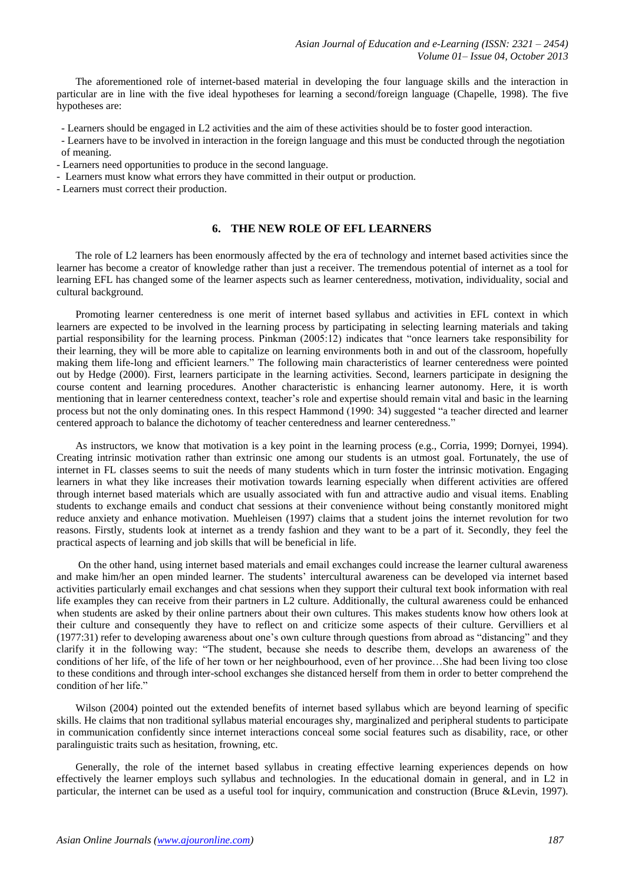The aforementioned role of internet-based material in developing the four language skills and the interaction in particular are in line with the five ideal hypotheses for learning a second/foreign language (Chapelle, 1998). The five hypotheses are:

- Learners should be engaged in L2 activities and the aim of these activities should be to foster good interaction.
- Learners have to be involved in interaction in the foreign language and this must be conducted through the negotiation of meaning.
- Learners need opportunities to produce in the second language.
- Learners must know what errors they have committed in their output or production.
- Learners must correct their production.

## 6. THE NEW ROLE OF EFL LEARNERS

The role of L2 learners has been enormously affected by the era of technology and internet based activities since the learner has become a creator of knowledge rather than just a receiver. The tremendous potential of internet as a tool for learning EFL has changed some of the learner aspects such as learner centeredness, motivation, individuality, social and cultural background.

Promoting learner centeredness is one merit of internet based syllabus and activities in EFL context in which learners are expected to be involved in the learning process by participating in selecting learning materials and taking partial responsibility for the learning process. Pinkman (2005:12) indicates that "once learners take responsibility for their learning, they will be more able to capitalize on learning environments both in and out of the classroom, hopefully making them life-long and efficient learners." The following main characteristics of learner centeredness were pointed out by Hedge (2000). First, learners participate in the learning activities. Second, learners participate in designing the course content and learning procedures. Another characteristic is enhancing learner autonomy. Here, it is worth mentioning that in learner centeredness context, teacher's role and expertise should remain vital and basic in the learning process but not the only dominating ones. In this respect Hammond (1990: 34) suggested "a teacher directed and learner centered approach to balance the dichotomy of teacher centeredness and learner centeredness."

As instructors, we know that motivation is a key point in the learning process (e.g., Corria, 1999; Dornyei, 1994). Creating intrinsic motivation rather than extrinsic one among our students is an utmost goal. Fortunately, the use of internet in FL classes seems to suit the needs of many students which in turn foster the intrinsic motivation. Engaging learners in what they like increases their motivation towards learning especially when different activities are offered through internet based materials which are usually associated with fun and attractive audio and visual items. Enabling students to exchange emails and conduct chat sessions at their convenience without being constantly monitored might reduce anxiety and enhance motivation. Muehleisen (1997) claims that a student joins the internet revolution for two reasons. Firstly, students look at internet as a trendy fashion and they want to be a part of it. Secondly, they feel the practical aspects of learning and job skills that will be beneficial in life.

On the other hand, using internet based materials and email exchanges could increase the learner cultural awareness and make him/her an open minded learner. The students' intercultural awareness can be developed via internet based activities particularly email exchanges and chat sessions when they support their cultural text book information with real life examples they can receive from their partners in L2 culture. Additionally, the cultural awareness could be enhanced when students are asked by their online partners about their own cultures. This makes students know how others look at their culture and consequently they have to reflect on and criticize some aspects of their culture. Gervilliers et al (1977:31) refer to developing awareness about one's own culture through questions from abroad as "distancing" and they clarify it in the following way: "The student, because she needs to describe them, develops an awareness of the conditions of her life, of the life of her town or her neighbourhood, even of her province…She had been living too close to these conditions and through inter-school exchanges she distanced herself from them in order to better comprehend the condition of her life."

Wilson (2004) pointed out the extended benefits of internet based syllabus which are beyond learning of specific skills. He claims that non traditional syllabus material encourages shy, marginalized and peripheral students to participate in communication confidently since internet interactions conceal some social features such as disability, race, or other paralinguistic traits such as hesitation, frowning, etc.

Generally, the role of the internet based syllabus in creating effective learning experiences depends on how effectively the learner employs such syllabus and technologies. In the educational domain in general, and in L2 in particular, the internet can be used as a useful tool for inquiry, communication and construction (Bruce &Levin, 1997).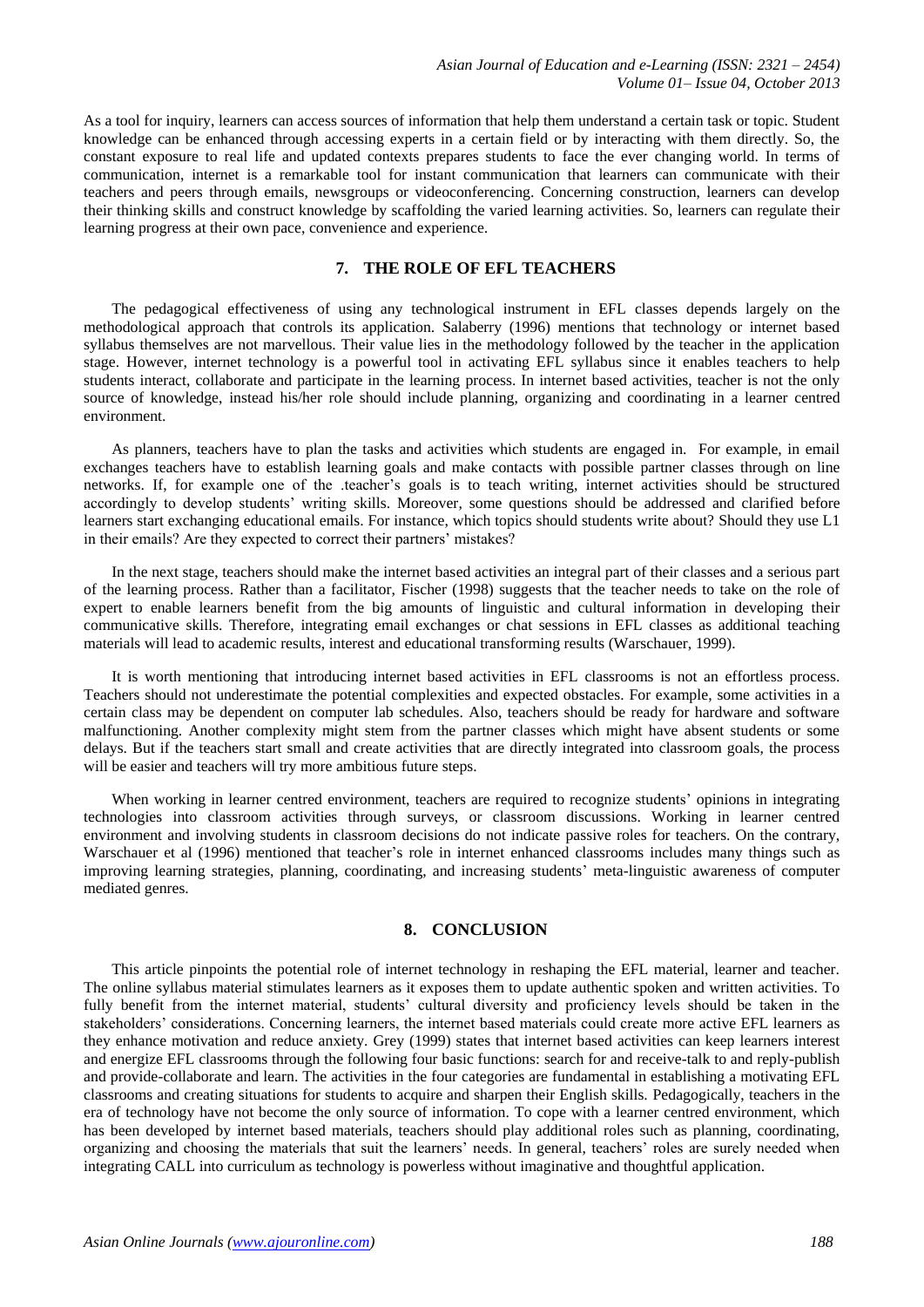As a tool for inquiry, learners can access sources of information that help them understand a certain task or topic. Student knowledge can be enhanced through accessing experts in a certain field or by interacting with them directly. So, the constant exposure to real life and updated contexts prepares students to face the ever changing world. In terms of communication, internet is a remarkable tool for instant communication that learners can communicate with their teachers and peers through emails, newsgroups or videoconferencing. Concerning construction, learners can develop their thinking skills and construct knowledge by scaffolding the varied learning activities. So, learners can regulate their learning progress at their own pace, convenience and experience.

## 7. THE ROLE OF EFL TEACHERS

The pedagogical effectiveness of using any technological instrument in EFL classes depends largely on the methodological approach that controls its application. Salaberry (1996) mentions that technology or internet based syllabus themselves are not marvellous. Their value lies in the methodology followed by the teacher in the application stage. However, internet technology is a powerful tool in activating EFL syllabus since it enables teachers to help students interact, collaborate and participate in the learning process. In internet based activities, teacher is not the only source of knowledge, instead his/her role should include planning, organizing and coordinating in a learner centred environment.

As planners, teachers have to plan the tasks and activities which students are engaged in. For example, in email exchanges teachers have to establish learning goals and make contacts with possible partner classes through on line networks. If, for example one of the .teacher's goals is to teach writing, internet activities should be structured accordingly to develop students' writing skills. Moreover, some questions should be addressed and clarified before learners start exchanging educational emails. For instance, which topics should students write about? Should they use L1 in their emails? Are they expected to correct their partners' mistakes?

In the next stage, teachers should make the internet based activities an integral part of their classes and a serious part of the learning process. Rather than a facilitator, Fischer (1998) suggests that the teacher needs to take on the role of expert to enable learners benefit from the big amounts of linguistic and cultural information in developing their communicative skills. Therefore, integrating email exchanges or chat sessions in EFL classes as additional teaching materials will lead to academic results, interest and educational transforming results (Warschauer, 1999).

It is worth mentioning that introducing internet based activities in EFL classrooms is not an effortless process. Teachers should not underestimate the potential complexities and expected obstacles. For example, some activities in a certain class may be dependent on computer lab schedules. Also, teachers should be ready for hardware and software malfunctioning. Another complexity might stem from the partner classes which might have absent students or some delays. But if the teachers start small and create activities that are directly integrated into classroom goals, the process will be easier and teachers will try more ambitious future steps.

When working in learner centred environment, teachers are required to recognize students' opinions in integrating technologies into classroom activities through surveys, or classroom discussions. Working in learner centred environment and involving students in classroom decisions do not indicate passive roles for teachers. On the contrary, Warschauer et al (1996) mentioned that teacher's role in internet enhanced classrooms includes many things such as improving learning strategies, planning, coordinating, and increasing students' meta-linguistic awareness of computer mediated genres.

## 8. CONCLUSION

This article pinpoints the potential role of internet technology in reshaping the EFL material, learner and teacher. The online syllabus material stimulates learners as it exposes them to update authentic spoken and written activities. To fully benefit from the internet material, students' cultural diversity and proficiency levels should be taken in the stakeholders' considerations. Concerning learners, the internet based materials could create more active EFL learners as they enhance motivation and reduce anxiety. Grey (1999) states that internet based activities can keep learners interest and energize EFL classrooms through the following four basic functions: search for and receive-talk to and reply-publish and provide-collaborate and learn. The activities in the four categories are fundamental in establishing a motivating EFL classrooms and creating situations for students to acquire and sharpen their English skills. Pedagogically, teachers in the era of technology have not become the only source of information. To cope with a learner centred environment, which has been developed by internet based materials, teachers should play additional roles such as planning, coordinating, organizing and choosing the materials that suit the learners' needs. In general, teachers' roles are surely needed when integrating CALL into curriculum as technology is powerless without imaginative and thoughtful application.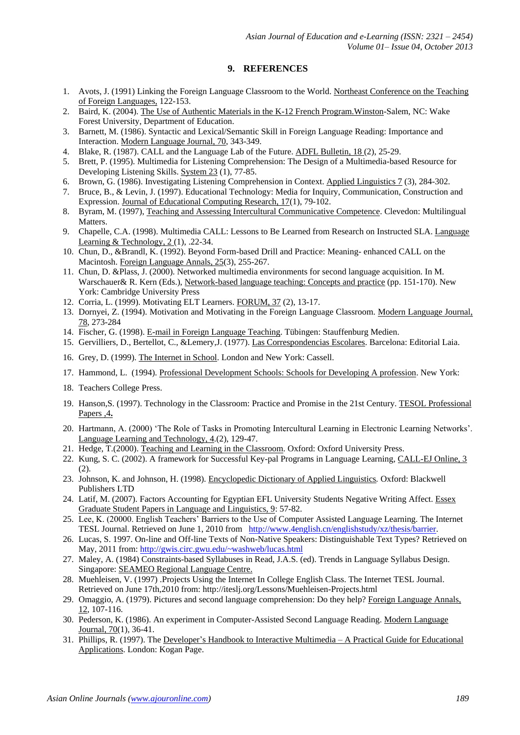## 9. REFERENCES

1. Avots, J. (1991) Linking the Foreign Language Classroom to the World. Northeast Conference on the Teaching of Foreign Languages, 122-153.
2. Baird, K. (2004). The Use of Authentic Materials in the K-12 French Program.Winston-Salem, NC: Wake Forest University, Department of Education.
3. Barnett, M. (1986). Syntactic and Lexical/Semantic Skill in Foreign Language Reading: Importance and Interaction. Modern Language Journal, 70, 343-349.
4. Blake, R. (1987). CALL and the Language Lab of the Future. ADFL Bulletin, 18 (2), 25-29.
5. Brett, P. (1995). Multimedia for Listening Comprehension: The Design of a Multimedia-based Resource for Developing Listening Skills. System 23 (1), 77-85.
6. Brown, G. (1986). Investigating Listening Comprehension in Context. Applied Linguistics 7 (3), 284-302.
7. Bruce, B., & Levin, J. (1997). Educational Technology: Media for Inquiry, Communication, Construction and Expression. Journal of Educational Computing Research, 17(1), 79-102.
8. Byram, M. (1997), Teaching and Assessing Intercultural Communicative Competence. Clevedon: Multilingual Matters.
9. Chapelle, C.A. (1998). Multimedia CALL: Lessons to Be Learned from Research on Instructed SLA. Language Learning & Technology, 2 (1), .22-34.
10. Chun, D., &Brandl, K. (1992). Beyond Form-based Drill and Practice: Meaning- enhanced CALL on the Macintosh. Foreign Language Annals, 25(3), 255-267.
11. Chun, D. &Plass, J. (2000). Networked multimedia environments for second language acquisition. In M. Warschauer& R. Kern (Eds.), Network-based language teaching: Concepts and practice (pp. 151-170). New York: Cambridge University Press
12. Corria, L. (1999). Motivating ELT Learners. FORUM, 37 (2), 13-17.
13. Dornyei, Z. (1994). Motivation and Motivating in the Foreign Language Classroom. Modern Language Journal, 78, 273-284
14. Fischer, G. (1998). E-mail in Foreign Language Teaching. Tübingen: Stauffenburg Medien.
15. Gervilliers, D., Bertellot, C., &Lemery,J. (1977). Las Correspondencias Escolares. Barcelona: Editorial Laia.
16. Grey, D. (1999). The Internet in School. London and New York: Cassell.
17. Hammond, L. (1994). Professional Development Schools: Schools for Developing A profession. New York:
18. Teachers College Press.
19. Hanson,S. (1997). Technology in the Classroom: Practice and Promise in the 21st Century. TESOL Professional Papers ,4**.**
20. Hartmann, A. (2000) 'The Role of Tasks in Promoting Intercultural Learning in Electronic Learning Networks'. Language Learning and Technology, 4.(2), 129-47.
21. Hedge, T.(2000). Teaching and Learning in the Classroom. Oxford: Oxford University Press.
22. Kung, S. C. (2002). A framework for Successful Key-pal Programs in Language Learning, CALL-EJ Online, 3 (2).
23. Johnson, K. and Johnson, H. (1998). Encyclopedic Dictionary of Applied Linguistics*.* Oxford: Blackwell Publishers LTD
24. Latif, M. (2007). Factors Accounting for Egyptian EFL University Students Negative Writing Affect. Essex Graduate Student Papers in Language and Linguistics, 9: 57-82.
25. Lee, K. (20000. English Teachers' Barriers to the Use of Computer Assisted Language Learning. The Internet TESL Journal. Retrieved on June 1, 2010 from http://www.4english.cn/englishstudy/xz/thesis/barrier.
26. Lucas, S. 1997. On-line and Off-line Texts of Non-Native Speakers: Distinguishable Text Types? Retrieved on May, 2011 from: http://gwis.circ.gwu.edu/~washweb/lucas.html
27. Maley, A. (1984) Constraints-based Syllabuses in Read, J.A.S. (ed). Trends in Language Syllabus Design. Singapore: SEAMEO Regional Language Centre.
28. Muehleisen, V. (1997) .Projects Using the Internet In College English Class. The Internet TESL Journal. Retrieved on June 17th,2010 from: http://iteslj.org/Lessons/Muehleisen-Projects.html
29. Omaggio, A. (1979). Pictures and second language comprehension: Do they help? Foreign Language Annals, 12, 107-116.
30. Pederson, K. (1986). An experiment in Computer-Assisted Second Language Reading. Modern Language Journal, 70(1), 36-41.
31. Phillips, R. (1997). The Developer's Handbook to Interactive Multimedia – A Practical Guide for Educational Applications. London: Kogan Page.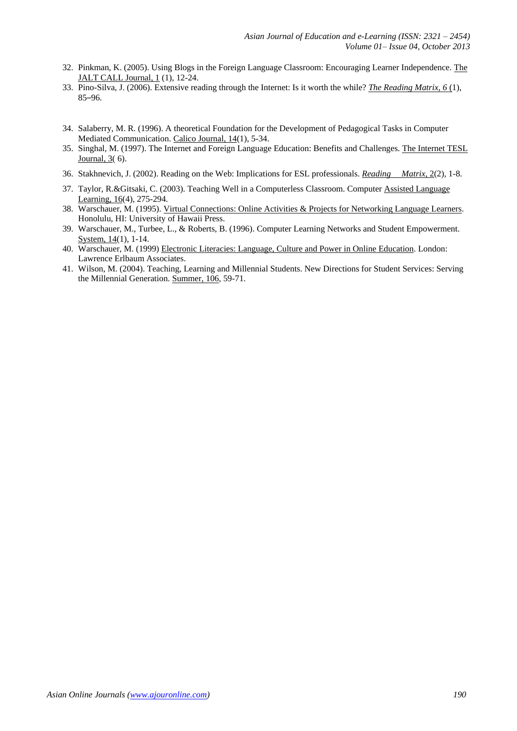32. Pinkman, K. (2005). Using Blogs in the Foreign Language Classroom: Encouraging Learner Independence. The JALT CALL Journal, 1 (1), 12-24.
33. Pino-Silva, J. (2006). Extensive reading through the Internet: Is it worth the while? *The Reading Matrix, 6* (1), 85–96.
34. Salaberry, M. R. (1996). A theoretical Foundation for the Development of Pedagogical Tasks in Computer Mediated Communication. Calico Journal, 14(1), 5-34.
35. Singhal, M. (1997). The Internet and Foreign Language Education: Benefits and Challenges. The Internet TESL Journal, 3( 6).
36. Stakhnevich, J. (2002). Reading on the Web: Implications for ESL professionals. *Reading Matrix,* 2(2), 1-8.
37. Taylor, R.&Gitsaki, C. (2003). Teaching Well in a Computerless Classroom. Computer Assisted Language Learning, 16(4), 275-294.
38. Warschauer, M. (1995). Virtual Connections: Online Activities & Projects for Networking Language Learners. Honolulu, HI: University of Hawaii Press.
39. Warschauer, M., Turbee, L., & Roberts, B. (1996). Computer Learning Networks and Student Empowerment. System, 14(1), 1-14.
40. Warschauer, M. (1999) Electronic Literacies: Language, Culture and Power in Online Education. London: Lawrence Erlbaum Associates.
41. Wilson, M. (2004). Teaching, Learning and Millennial Students. New Directions for Student Services: Serving the Millennial Generation. Summer, 106, 59-71.